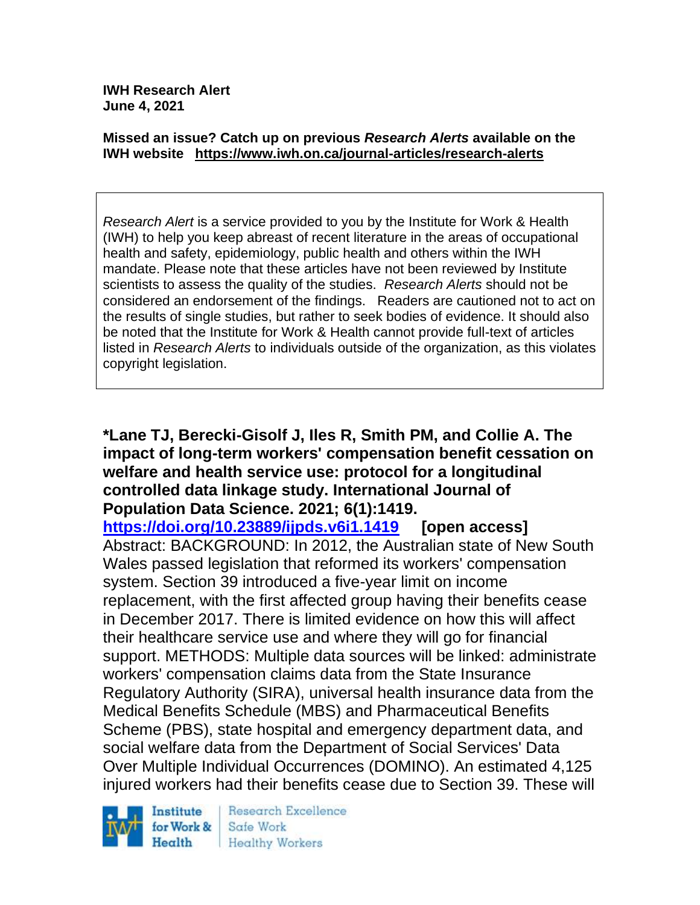**IWH Research Alert**
**June 4, 2021**

**Missed an issue? Catch up on previous *Research Alerts* available on the IWH website https://www.iwh.on.ca/journal-articles/research-alerts**

*Research Alert* is a service provided to you by the Institute for Work & Health (IWH) to help you keep abreast of recent literature in the areas of occupational health and safety, epidemiology, public health and others within the IWH mandate. Please note that these articles have not been reviewed by Institute scientists to assess the quality of the studies. *Research Alerts* should not be considered an endorsement of the findings. Readers are cautioned not to act on the results of single studies, but rather to seek bodies of evidence. It should also be noted that the Institute for Work & Health cannot provide full-text of articles listed in *Research Alerts* to individuals outside of the organization, as this violates copyright legislation.

**\*Lane TJ, Berecki-Gisolf J, Iles R, Smith PM, and Collie A. The impact of long-term workers' compensation benefit cessation on welfare and health service use: protocol for a longitudinal controlled data linkage study. International Journal of Population Data Science. 2021; 6(1):1419.**
**https://doi.org/10.23889/ijpds.v6i1.1419 [open access]**
Abstract: BACKGROUND: In 2012, the Australian state of New South Wales passed legislation that reformed its workers' compensation system. Section 39 introduced a five-year limit on income replacement, with the first affected group having their benefits cease in December 2017. There is limited evidence on how this will affect their healthcare service use and where they will go for financial support. METHODS: Multiple data sources will be linked: administrate workers' compensation claims data from the State Insurance Regulatory Authority (SIRA), universal health insurance data from the Medical Benefits Schedule (MBS) and Pharmaceutical Benefits Scheme (PBS), state hospital and emergency department data, and social welfare data from the Department of Social Services' Data Over Multiple Individual Occurrences (DOMINO). An estimated 4,125 injured workers had their benefits cease due to Section 39. These will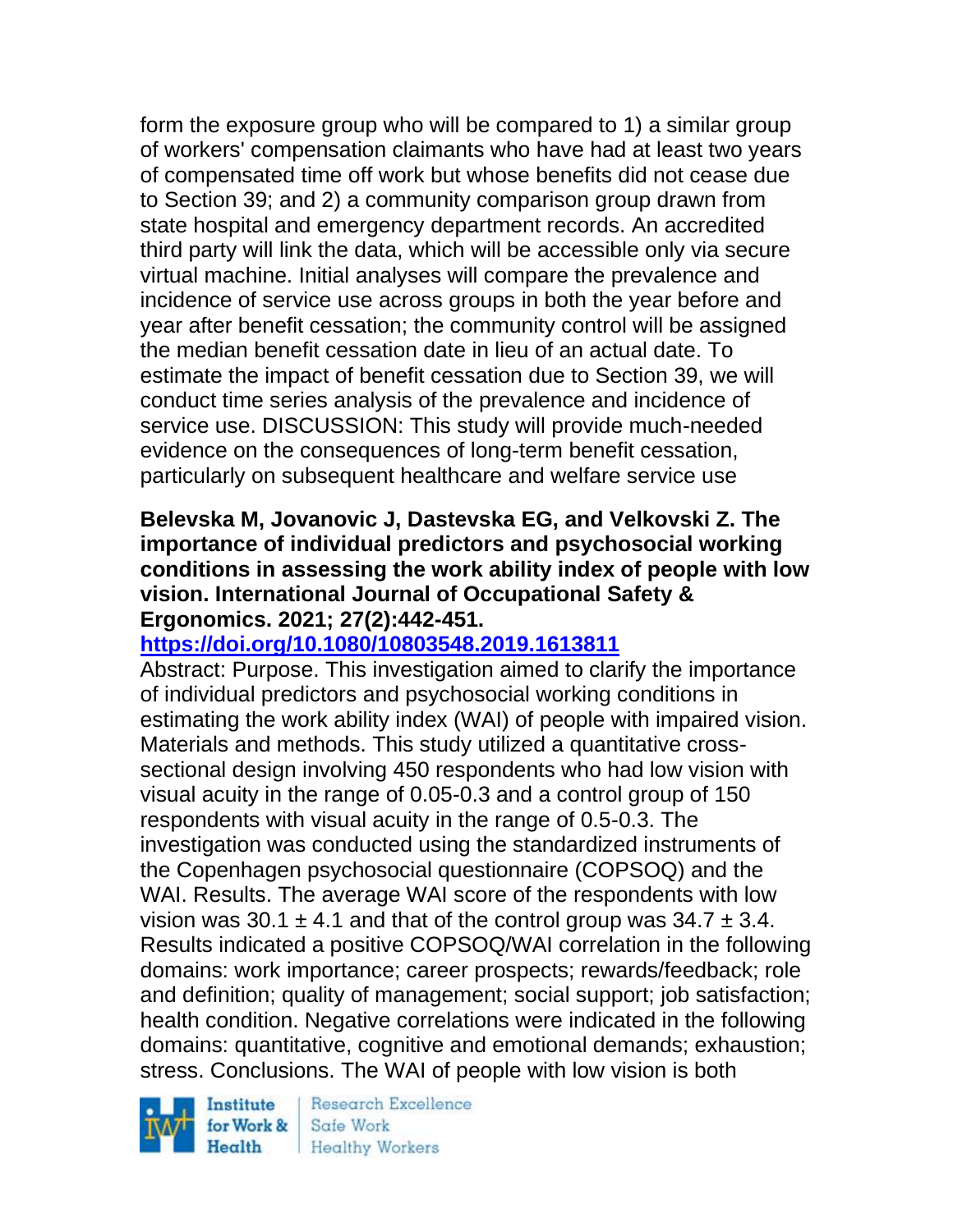form the exposure group who will be compared to 1) a similar group of workers' compensation claimants who have had at least two years of compensated time off work but whose benefits did not cease due to Section 39; and 2) a community comparison group drawn from state hospital and emergency department records. An accredited third party will link the data, which will be accessible only via secure virtual machine. Initial analyses will compare the prevalence and incidence of service use across groups in both the year before and year after benefit cessation; the community control will be assigned the median benefit cessation date in lieu of an actual date. To estimate the impact of benefit cessation due to Section 39, we will conduct time series analysis of the prevalence and incidence of service use. DISCUSSION: This study will provide much-needed evidence on the consequences of long-term benefit cessation, particularly on subsequent healthcare and welfare service use

**Belevska M, Jovanovic J, Dastevska EG, and Velkovski Z. The importance of individual predictors and psychosocial working conditions in assessing the work ability index of people with low vision. International Journal of Occupational Safety & Ergonomics. 2021; 27(2):442-451.**

**https://doi.org/10.1080/10803548.2019.1613811**

Abstract: Purpose. This investigation aimed to clarify the importance of individual predictors and psychosocial working conditions in estimating the work ability index (WAI) of people with impaired vision. Materials and methods. This study utilized a quantitative cross-sectional design involving 450 respondents who had low vision with visual acuity in the range of 0.05-0.3 and a control group of 150 respondents with visual acuity in the range of 0.5-0.3. The investigation was conducted using the standardized instruments of the Copenhagen psychosocial questionnaire (COPSOQ) and the WAI. Results. The average WAI score of the respondents with low vision was $30.1 \pm 4.1$ and that of the control group was $34.7 \pm 3.4$. Results indicated a positive COPSOQ/WAI correlation in the following domains: work importance; career prospects; rewards/feedback; role and definition; quality of management; social support; job satisfaction; health condition. Negative correlations were indicated in the following domains: quantitative, cognitive and emotional demands; exhaustion; stress. Conclusions. The WAI of people with low vision is both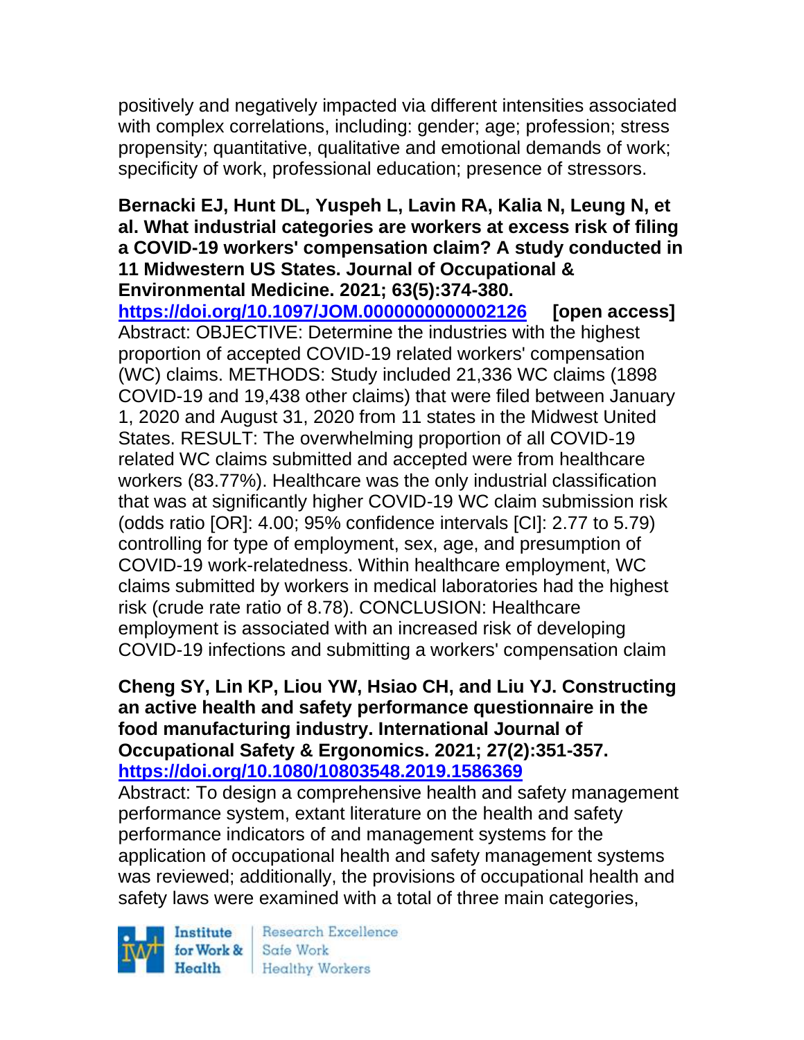positively and negatively impacted via different intensities associated with complex correlations, including: gender; age; profession; stress propensity; quantitative, qualitative and emotional demands of work; specificity of work, professional education; presence of stressors.

**Bernacki EJ, Hunt DL, Yuspeh L, Lavin RA, Kalia N, Leung N, et al. What industrial categories are workers at excess risk of filing a COVID-19 workers' compensation claim? A study conducted in 11 Midwestern US States. Journal of Occupational & Environmental Medicine. 2021; 63(5):374-380.**
**https://doi.org/10.1097/JOM.0000000000002126 [open access]**
Abstract: OBJECTIVE: Determine the industries with the highest proportion of accepted COVID-19 related workers' compensation (WC) claims. METHODS: Study included 21,336 WC claims (1898 COVID-19 and 19,438 other claims) that were filed between January 1, 2020 and August 31, 2020 from 11 states in the Midwest United States. RESULT: The overwhelming proportion of all COVID-19 related WC claims submitted and accepted were from healthcare workers (83.77%). Healthcare was the only industrial classification that was at significantly higher COVID-19 WC claim submission risk (odds ratio [OR]: 4.00; 95% confidence intervals [CI]: 2.77 to 5.79) controlling for type of employment, sex, age, and presumption of COVID-19 work-relatedness. Within healthcare employment, WC claims submitted by workers in medical laboratories had the highest risk (crude rate ratio of 8.78). CONCLUSION: Healthcare employment is associated with an increased risk of developing COVID-19 infections and submitting a workers' compensation claim

**Cheng SY, Lin KP, Liou YW, Hsiao CH, and Liu YJ. Constructing an active health and safety performance questionnaire in the food manufacturing industry. International Journal of Occupational Safety & Ergonomics. 2021; 27(2):351-357.**
**https://doi.org/10.1080/10803548.2019.1586369**
Abstract: To design a comprehensive health and safety management performance system, extant literature on the health and safety performance indicators of and management systems for the application of occupational health and safety management systems was reviewed; additionally, the provisions of occupational health and safety laws were examined with a total of three main categories,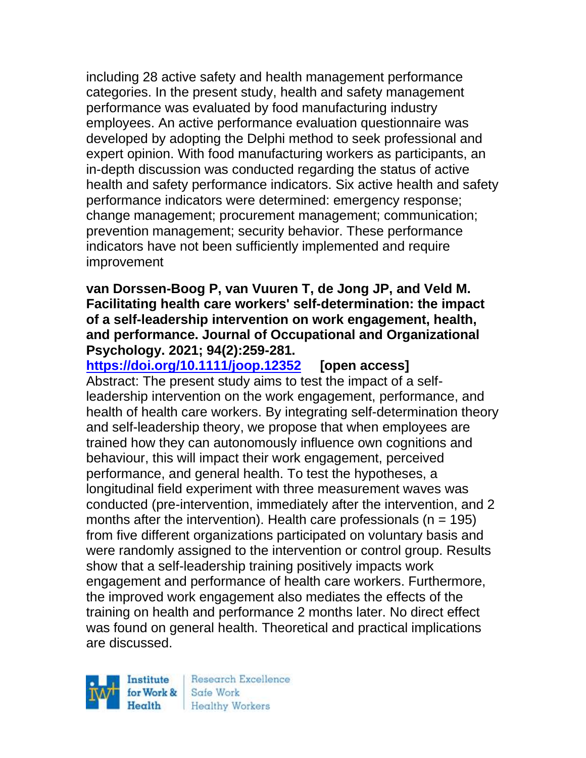including 28 active safety and health management performance categories. In the present study, health and safety management performance was evaluated by food manufacturing industry employees. An active performance evaluation questionnaire was developed by adopting the Delphi method to seek professional and expert opinion. With food manufacturing workers as participants, an in-depth discussion was conducted regarding the status of active health and safety performance indicators. Six active health and safety performance indicators were determined: emergency response; change management; procurement management; communication; prevention management; security behavior. These performance indicators have not been sufficiently implemented and require improvement

**van Dorssen-Boog P, van Vuuren T, de Jong JP, and Veld M. Facilitating health care workers' self-determination: the impact of a self-leadership intervention on work engagement, health, and performance. Journal of Occupational and Organizational Psychology. 2021; 94(2):259-281.**
https://doi.org/10.1111/joop.12352 **[open access]**
Abstract: The present study aims to test the impact of a self-leadership intervention on the work engagement, performance, and health of health care workers. By integrating self-determination theory and self-leadership theory, we propose that when employees are trained how they can autonomously influence own cognitions and behaviour, this will impact their work engagement, perceived performance, and general health. To test the hypotheses, a longitudinal field experiment with three measurement waves was conducted (pre-intervention, immediately after the intervention, and 2 months after the intervention). Health care professionals (n = 195) from five different organizations participated on voluntary basis and were randomly assigned to the intervention or control group. Results show that a self-leadership training positively impacts work engagement and performance of health care workers. Furthermore, the improved work engagement also mediates the effects of the training on health and performance 2 months later. No direct effect was found on general health. Theoretical and practical implications are discussed.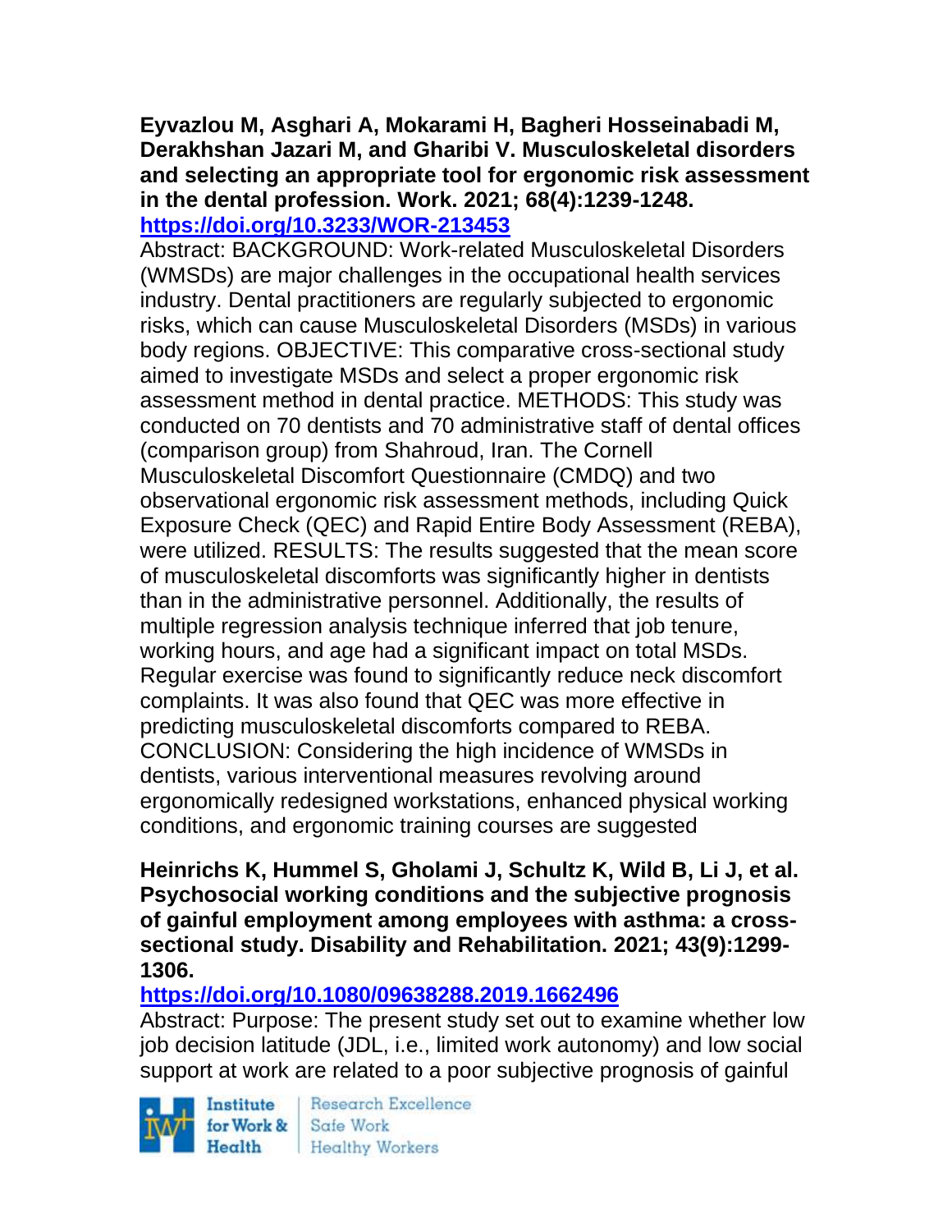**Eyvazlou M, Asghari A, Mokarami H, Bagheri Hosseinabadi M, Derakhshan Jazari M, and Gharibi V. Musculoskeletal disorders and selecting an appropriate tool for ergonomic risk assessment in the dental profession. Work. 2021; 68(4):1239-1248.**
**https://doi.org/10.3233/WOR-213453**

Abstract: BACKGROUND: Work-related Musculoskeletal Disorders (WMSDs) are major challenges in the occupational health services industry. Dental practitioners are regularly subjected to ergonomic risks, which can cause Musculoskeletal Disorders (MSDs) in various body regions. OBJECTIVE: This comparative cross-sectional study aimed to investigate MSDs and select a proper ergonomic risk assessment method in dental practice. METHODS: This study was conducted on 70 dentists and 70 administrative staff of dental offices (comparison group) from Shahroud, Iran. The Cornell Musculoskeletal Discomfort Questionnaire (CMDQ) and two observational ergonomic risk assessment methods, including Quick Exposure Check (QEC) and Rapid Entire Body Assessment (REBA), were utilized. RESULTS: The results suggested that the mean score of musculoskeletal discomforts was significantly higher in dentists than in the administrative personnel. Additionally, the results of multiple regression analysis technique inferred that job tenure, working hours, and age had a significant impact on total MSDs. Regular exercise was found to significantly reduce neck discomfort complaints. It was also found that QEC was more effective in predicting musculoskeletal discomforts compared to REBA. CONCLUSION: Considering the high incidence of WMSDs in dentists, various interventional measures revolving around ergonomically redesigned workstations, enhanced physical working conditions, and ergonomic training courses are suggested

**Heinrichs K, Hummel S, Gholami J, Schultz K, Wild B, Li J, et al. Psychosocial working conditions and the subjective prognosis of gainful employment among employees with asthma: a cross-sectional study. Disability and Rehabilitation. 2021; 43(9):1299-1306.**
**https://doi.org/10.1080/09638288.2019.1662496**

Abstract: Purpose: The present study set out to examine whether low job decision latitude (JDL, i.e., limited work autonomy) and low social support at work are related to a poor subjective prognosis of gainful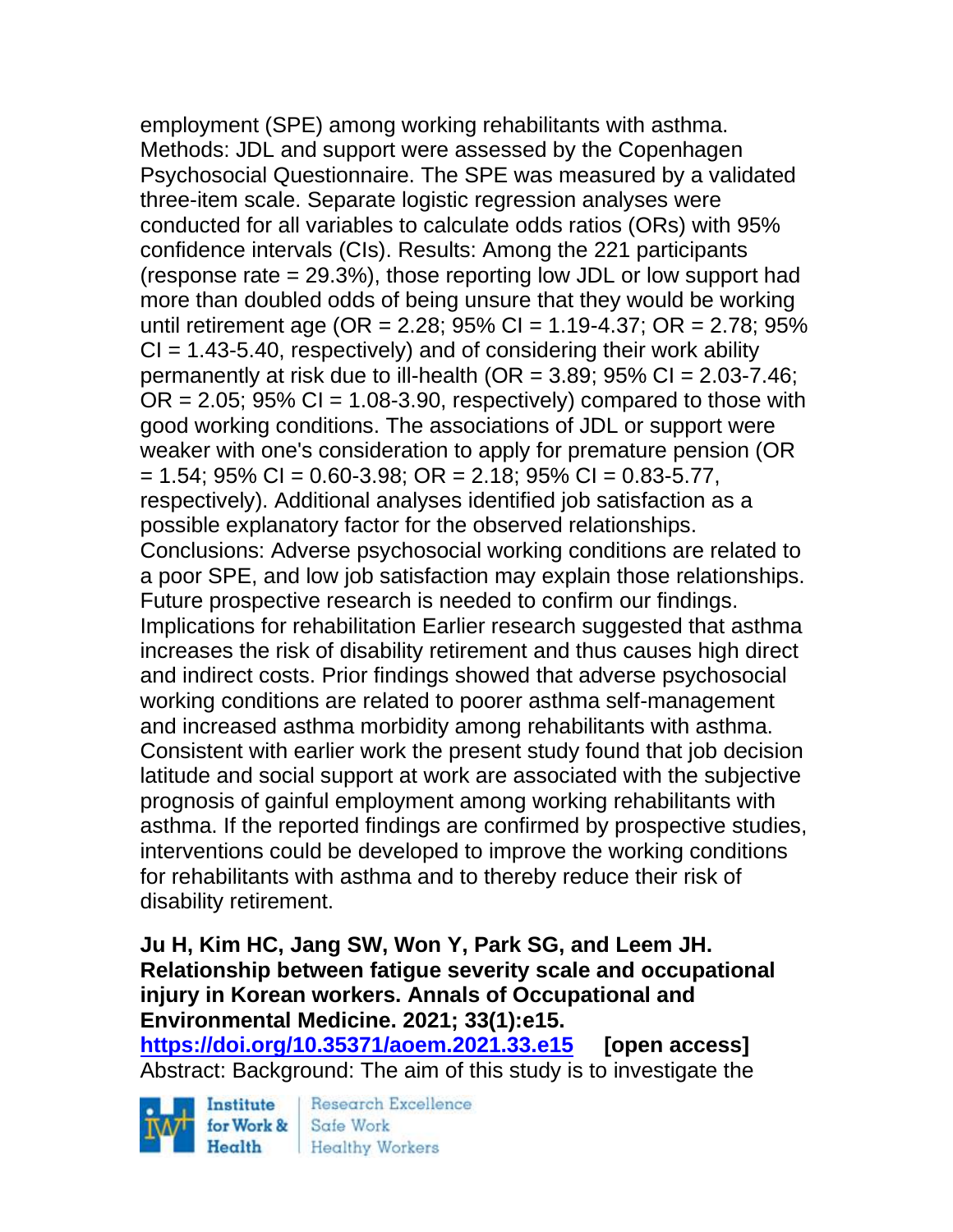employment (SPE) among working rehabilitants with asthma. Methods: JDL and support were assessed by the Copenhagen Psychosocial Questionnaire. The SPE was measured by a validated three-item scale. Separate logistic regression analyses were conducted for all variables to calculate odds ratios (ORs) with 95% confidence intervals (CIs). Results: Among the 221 participants (response rate = 29.3%), those reporting low JDL or low support had more than doubled odds of being unsure that they would be working until retirement age (OR = 2.28; 95% CI = 1.19-4.37; OR = 2.78; 95% CI = 1.43-5.40, respectively) and of considering their work ability permanently at risk due to ill-health (OR = 3.89; 95% CI = 2.03-7.46; OR = 2.05; 95% CI = 1.08-3.90, respectively) compared to those with good working conditions. The associations of JDL or support were weaker with one's consideration to apply for premature pension (OR = 1.54; 95% CI = 0.60-3.98; OR = 2.18; 95% CI = 0.83-5.77, respectively). Additional analyses identified job satisfaction as a possible explanatory factor for the observed relationships. Conclusions: Adverse psychosocial working conditions are related to a poor SPE, and low job satisfaction may explain those relationships. Future prospective research is needed to confirm our findings. Implications for rehabilitation Earlier research suggested that asthma increases the risk of disability retirement and thus causes high direct and indirect costs. Prior findings showed that adverse psychosocial working conditions are related to poorer asthma self-management and increased asthma morbidity among rehabilitants with asthma. Consistent with earlier work the present study found that job decision latitude and social support at work are associated with the subjective prognosis of gainful employment among working rehabilitants with asthma. If the reported findings are confirmed by prospective studies, interventions could be developed to improve the working conditions for rehabilitants with asthma and to thereby reduce their risk of disability retirement.

**Ju H, Kim HC, Jang SW, Won Y, Park SG, and Leem JH. Relationship between fatigue severity scale and occupational injury in Korean workers. Annals of Occupational and Environmental Medicine. 2021; 33(1):e15.**
**https://doi.org/10.35371/aoem.2021.33.e15** **[open access]**
Abstract: Background: The aim of this study is to investigate the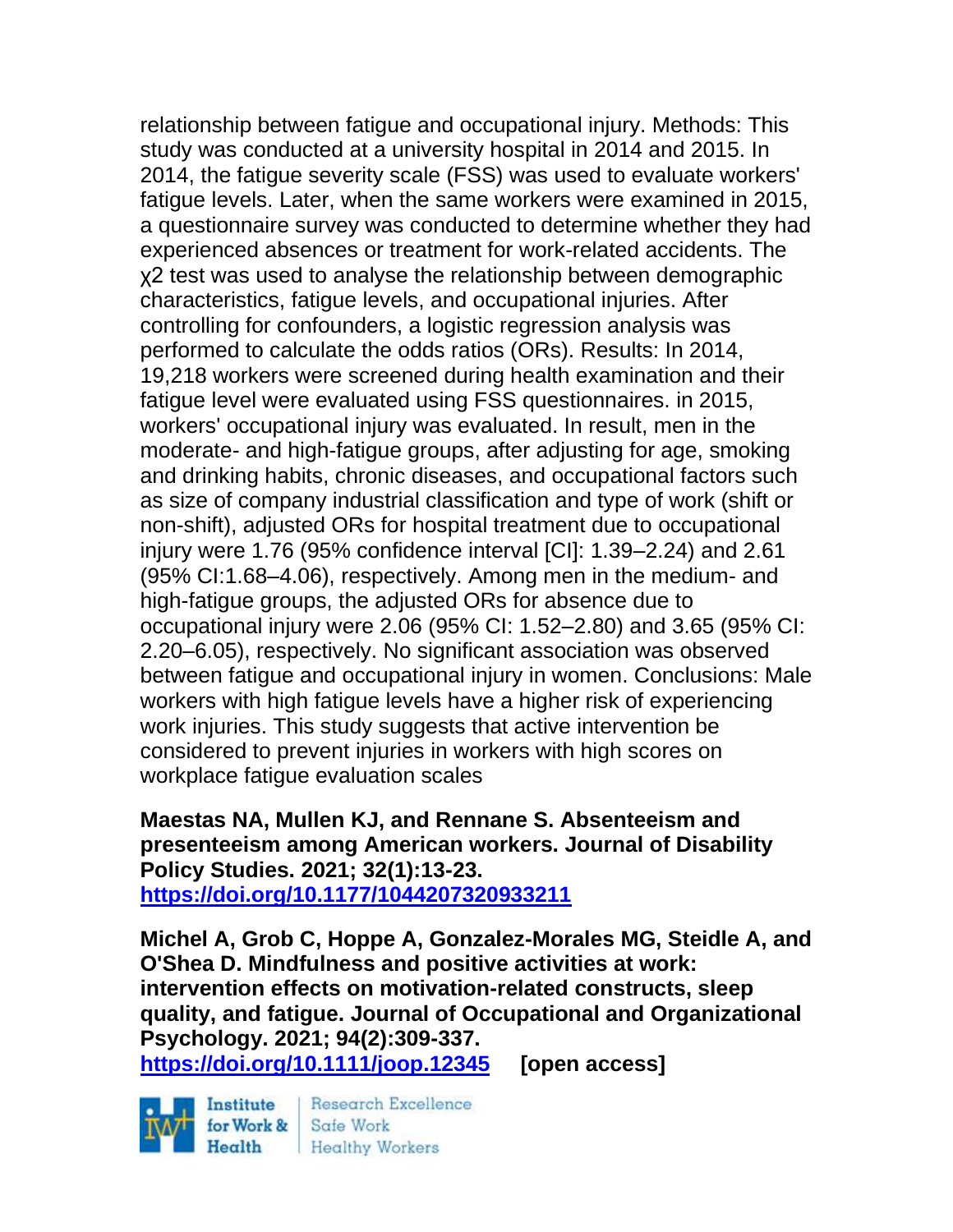relationship between fatigue and occupational injury. Methods: This study was conducted at a university hospital in 2014 and 2015. In 2014, the fatigue severity scale (FSS) was used to evaluate workers' fatigue levels. Later, when the same workers were examined in 2015, a questionnaire survey was conducted to determine whether they had experienced absences or treatment for work-related accidents. The $\chi^2$ test was used to analyse the relationship between demographic characteristics, fatigue levels, and occupational injuries. After controlling for confounders, a logistic regression analysis was performed to calculate the odds ratios (ORs). Results: In 2014, 19,218 workers were screened during health examination and their fatigue level were evaluated using FSS questionnaires. in 2015, workers' occupational injury was evaluated. In result, men in the moderate- and high-fatigue groups, after adjusting for age, smoking and drinking habits, chronic diseases, and occupational factors such as size of company industrial classification and type of work (shift or non-shift), adjusted ORs for hospital treatment due to occupational injury were 1.76 (95% confidence interval [CI]: 1.39–2.24) and 2.61 (95% CI:1.68–4.06), respectively. Among men in the medium- and high-fatigue groups, the adjusted ORs for absence due to occupational injury were 2.06 (95% CI: 1.52–2.80) and 3.65 (95% CI: 2.20–6.05), respectively. No significant association was observed between fatigue and occupational injury in women. Conclusions: Male workers with high fatigue levels have a higher risk of experiencing work injuries. This study suggests that active intervention be considered to prevent injuries in workers with high scores on workplace fatigue evaluation scales

**Maestas NA, Mullen KJ, and Rennane S. Absenteeism and presenteeism among American workers. Journal of Disability Policy Studies. 2021; 32(1):13-23.**
**https://doi.org/10.1177/1044207320933211**

**Michel A, Grob C, Hoppe A, Gonzalez-Morales MG, Steidle A, and O'Shea D. Mindfulness and positive activities at work: intervention effects on motivation-related constructs, sleep quality, and fatigue. Journal of Occupational and Organizational Psychology. 2021; 94(2):309-337.**
**https://doi.org/10.1111/joop.12345 [open access]**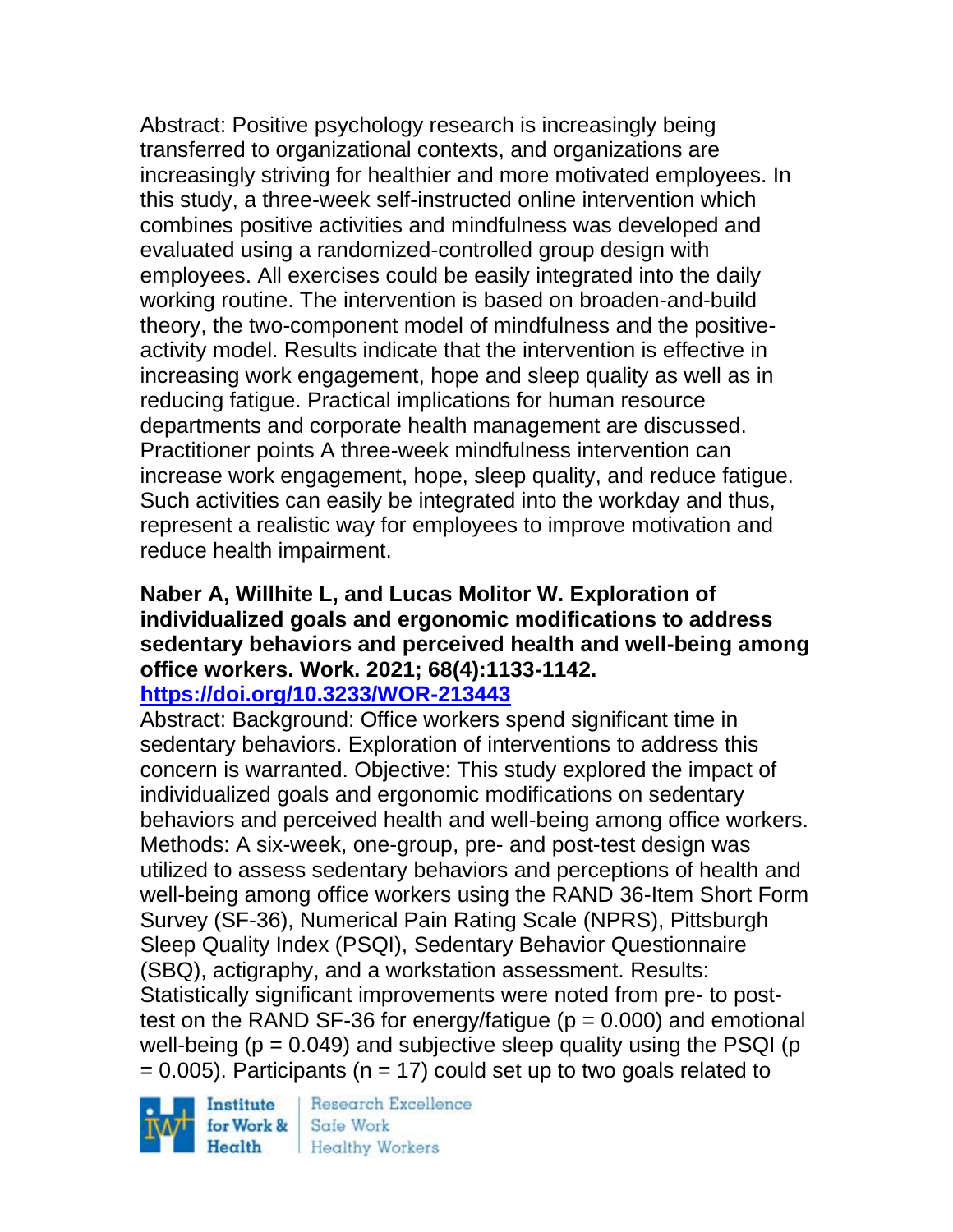Abstract: Positive psychology research is increasingly being transferred to organizational contexts, and organizations are increasingly striving for healthier and more motivated employees. In this study, a three-week self-instructed online intervention which combines positive activities and mindfulness was developed and evaluated using a randomized-controlled group design with employees. All exercises could be easily integrated into the daily working routine. The intervention is based on broaden-and-build theory, the two-component model of mindfulness and the positive-activity model. Results indicate that the intervention is effective in increasing work engagement, hope and sleep quality as well as in reducing fatigue. Practical implications for human resource departments and corporate health management are discussed. Practitioner points A three-week mindfulness intervention can increase work engagement, hope, sleep quality, and reduce fatigue. Such activities can easily be integrated into the workday and thus, represent a realistic way for employees to improve motivation and reduce health impairment.

**Naber A, Willhite L, and Lucas Molitor W. Exploration of individualized goals and ergonomic modifications to address sedentary behaviors and perceived health and well-being among office workers. Work. 2021; 68(4):1133-1142.**
**https://doi.org/10.3233/WOR-213443**

Abstract: Background: Office workers spend significant time in sedentary behaviors. Exploration of interventions to address this concern is warranted. Objective: This study explored the impact of individualized goals and ergonomic modifications on sedentary behaviors and perceived health and well-being among office workers. Methods: A six-week, one-group, pre- and post-test design was utilized to assess sedentary behaviors and perceptions of health and well-being among office workers using the RAND 36-Item Short Form Survey (SF-36), Numerical Pain Rating Scale (NPRS), Pittsburgh Sleep Quality Index (PSQI), Sedentary Behavior Questionnaire (SBQ), actigraphy, and a workstation assessment. Results: Statistically significant improvements were noted from pre- to post-test on the RAND SF-36 for energy/fatigue ($p = 0.000$) and emotional well-being ($p = 0.049$) and subjective sleep quality using the PSQI ($p = 0.005$). Participants ($n = 17$) could set up to two goals related to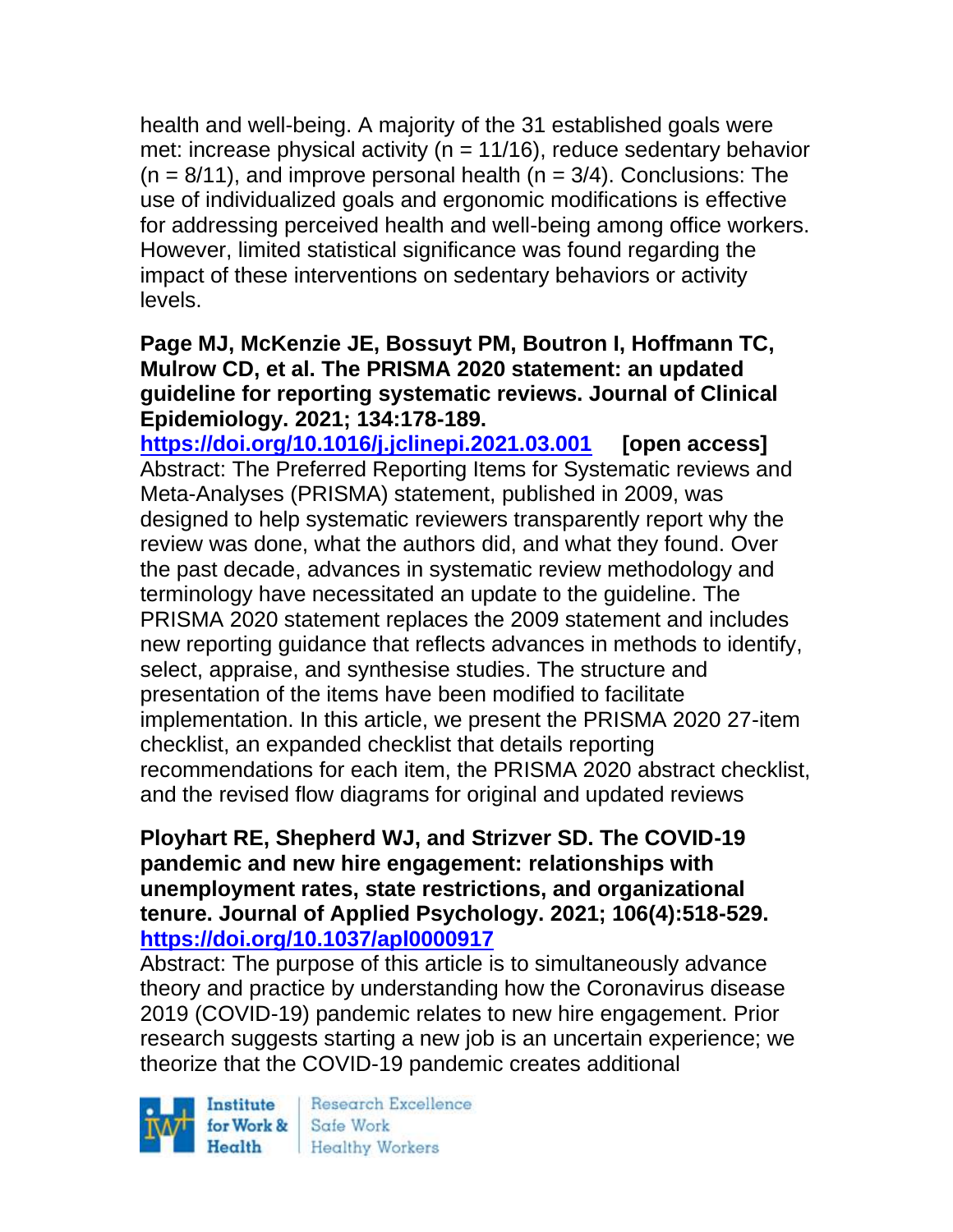health and well-being. A majority of the 31 established goals were met: increase physical activity (n = 11/16), reduce sedentary behavior (n = 8/11), and improve personal health (n = 3/4). Conclusions: The use of individualized goals and ergonomic modifications is effective for addressing perceived health and well-being among office workers. However, limited statistical significance was found regarding the impact of these interventions on sedentary behaviors or activity levels.

**Page MJ, McKenzie JE, Bossuyt PM, Boutron I, Hoffmann TC, Mulrow CD, et al. The PRISMA 2020 statement: an updated guideline for reporting systematic reviews. Journal of Clinical Epidemiology. 2021; 134:178-189.**
**https://doi.org/10.1016/j.jclinepi.2021.03.001** **[open access]**
Abstract: The Preferred Reporting Items for Systematic reviews and Meta-Analyses (PRISMA) statement, published in 2009, was designed to help systematic reviewers transparently report why the review was done, what the authors did, and what they found. Over the past decade, advances in systematic review methodology and terminology have necessitated an update to the guideline. The PRISMA 2020 statement replaces the 2009 statement and includes new reporting guidance that reflects advances in methods to identify, select, appraise, and synthesise studies. The structure and presentation of the items have been modified to facilitate implementation. In this article, we present the PRISMA 2020 27-item checklist, an expanded checklist that details reporting recommendations for each item, the PRISMA 2020 abstract checklist, and the revised flow diagrams for original and updated reviews

**Ployhart RE, Shepherd WJ, and Strizver SD. The COVID-19 pandemic and new hire engagement: relationships with unemployment rates, state restrictions, and organizational tenure. Journal of Applied Psychology. 2021; 106(4):518-529.**
**https://doi.org/10.1037/apl0000917**
Abstract: The purpose of this article is to simultaneously advance theory and practice by understanding how the Coronavirus disease 2019 (COVID-19) pandemic relates to new hire engagement. Prior research suggests starting a new job is an uncertain experience; we theorize that the COVID-19 pandemic creates additional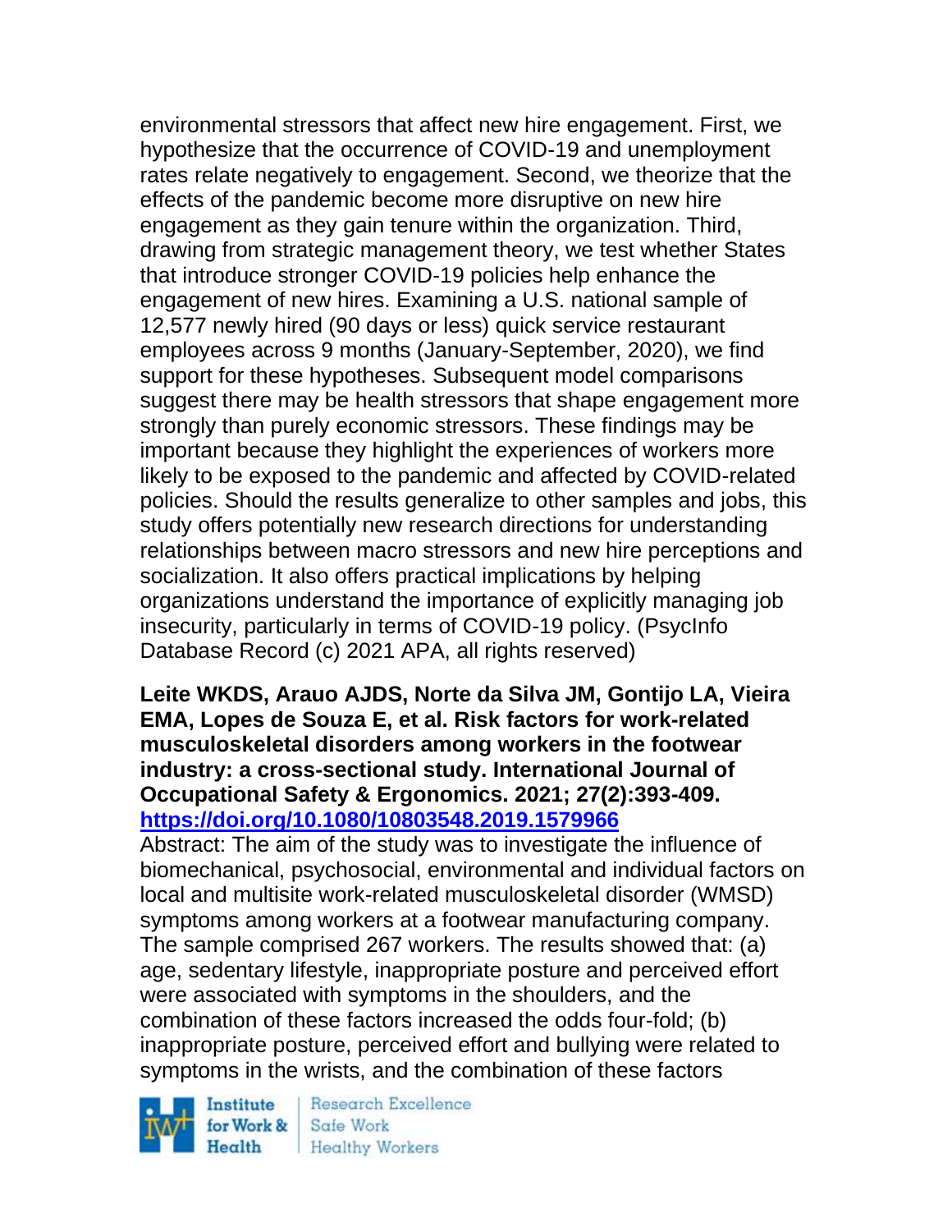environmental stressors that affect new hire engagement. First, we hypothesize that the occurrence of COVID-19 and unemployment rates relate negatively to engagement. Second, we theorize that the effects of the pandemic become more disruptive on new hire engagement as they gain tenure within the organization. Third, drawing from strategic management theory, we test whether States that introduce stronger COVID-19 policies help enhance the engagement of new hires. Examining a U.S. national sample of 12,577 newly hired (90 days or less) quick service restaurant employees across 9 months (January-September, 2020), we find support for these hypotheses. Subsequent model comparisons suggest there may be health stressors that shape engagement more strongly than purely economic stressors. These findings may be important because they highlight the experiences of workers more likely to be exposed to the pandemic and affected by COVID-related policies. Should the results generalize to other samples and jobs, this study offers potentially new research directions for understanding relationships between macro stressors and new hire perceptions and socialization. It also offers practical implications by helping organizations understand the importance of explicitly managing job insecurity, particularly in terms of COVID-19 policy. (PsycInfo Database Record (c) 2021 APA, all rights reserved)

**Leite WKDS, Arauo AJDS, Norte da Silva JM, Gontijo LA, Vieira EMA, Lopes de Souza E, et al. Risk factors for work-related musculoskeletal disorders among workers in the footwear industry: a cross-sectional study. International Journal of Occupational Safety & Ergonomics. 2021; 27(2):393-409. [https://doi.org/10.1080/10803548.2019.1579966](https://doi.org/10.1080/10803548.2019.1579966)**

Abstract: The aim of the study was to investigate the influence of biomechanical, psychosocial, environmental and individual factors on local and multisite work-related musculoskeletal disorder (WMSD) symptoms among workers at a footwear manufacturing company. The sample comprised 267 workers. The results showed that: (a) age, sedentary lifestyle, inappropriate posture and perceived effort were associated with symptoms in the shoulders, and the combination of these factors increased the odds four-fold; (b) inappropriate posture, perceived effort and bullying were related to symptoms in the wrists, and the combination of these factors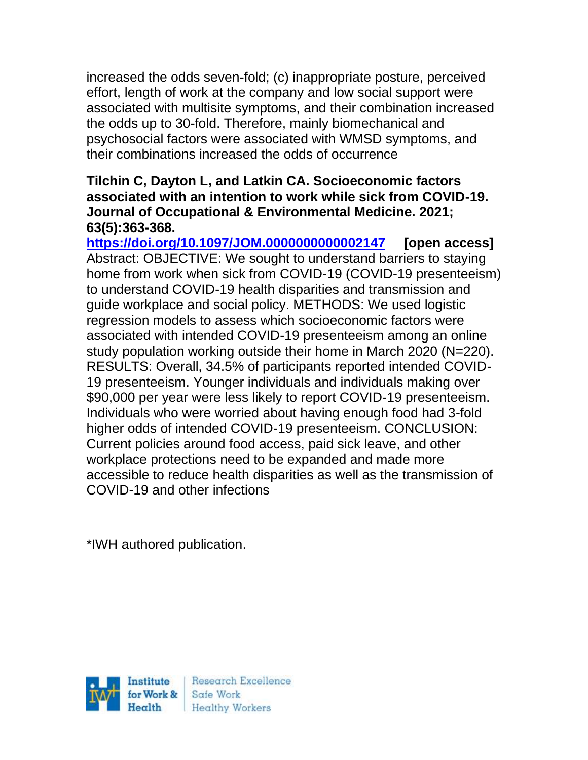increased the odds seven-fold; (c) inappropriate posture, perceived effort, length of work at the company and low social support were associated with multisite symptoms, and their combination increased the odds up to 30-fold. Therefore, mainly biomechanical and psychosocial factors were associated with WMSD symptoms, and their combinations increased the odds of occurrence

**Tilchin C, Dayton L, and Latkin CA. Socioeconomic factors associated with an intention to work while sick from COVID-19. Journal of Occupational & Environmental Medicine. 2021; 63(5):363-368.**
**https://doi.org/10.1097/JOM.0000000000002147 [open access]**
Abstract: OBJECTIVE: We sought to understand barriers to staying home from work when sick from COVID-19 (COVID-19 presenteeism) to understand COVID-19 health disparities and transmission and guide workplace and social policy. METHODS: We used logistic regression models to assess which socioeconomic factors were associated with intended COVID-19 presenteeism among an online study population working outside their home in March 2020 (N=220). RESULTS: Overall, 34.5% of participants reported intended COVID-19 presenteeism. Younger individuals and individuals making over $90,000 per year were less likely to report COVID-19 presenteeism. Individuals who were worried about having enough food had 3-fold higher odds of intended COVID-19 presenteeism. CONCLUSION: Current policies around food access, paid sick leave, and other workplace protections need to be expanded and made more accessible to reduce health disparities as well as the transmission of COVID-19 and other infections

*IWH authored publication.